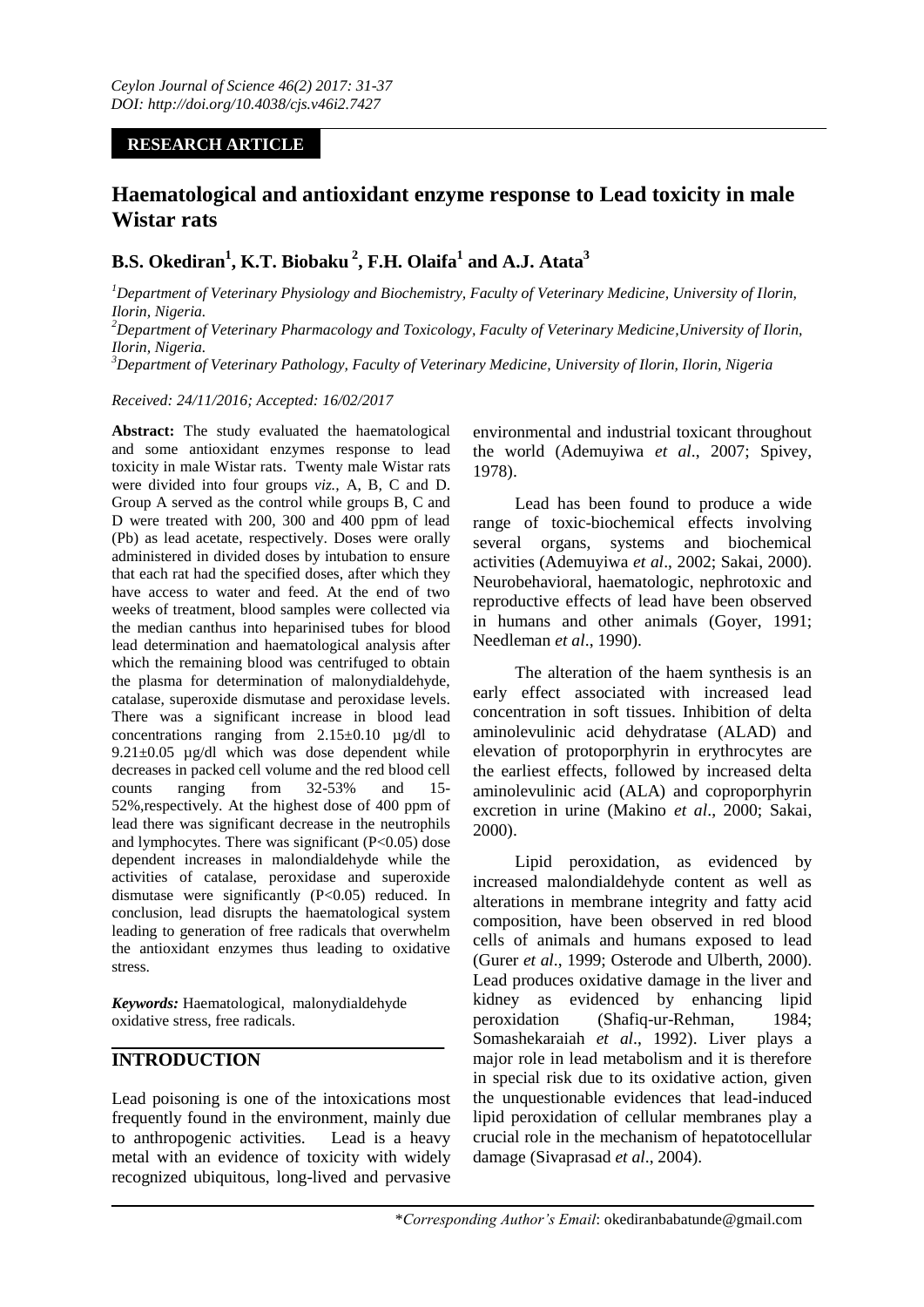*Ceylon Journal of Science 46(2) 2017: 31-37*
*DOI: http://doi.org/10.4038/cjs.v46i2.7427*

**RESEARCH ARTICLE**

# Haematological and antioxidant enzyme response to Lead toxicity in male Wistar rats

## B.S. Okediran[1], K.T. Biobaku [2], F.H. Olaifa[1] and A.J. Atata[3]

*[1]Department of Veterinary Physiology and Biochemistry, Faculty of Veterinary Medicine, University of Ilorin, Ilorin, Nigeria.*
*[2]Department of Veterinary Pharmacology and Toxicology, Faculty of Veterinary Medicine,University of Ilorin, Ilorin, Nigeria.*
*[3]Department of Veterinary Pathology, Faculty of Veterinary Medicine, University of Ilorin, Ilorin, Nigeria*

*Received: 24/11/2016; Accepted: 16/02/2017*

**Abstract:** The study evaluated the haematological and some antioxidant enzymes response to lead toxicity in male Wistar rats. Twenty male Wistar rats were divided into four groups *viz.*, A, B, C and D. Group A served as the control while groups B, C and D were treated with 200, 300 and 400 ppm of lead (Pb) as lead acetate, respectively. Doses were orally administered in divided doses by intubation to ensure that each rat had the specified doses, after which they have access to water and feed. At the end of two weeks of treatment, blood samples were collected via the median canthus into heparinised tubes for blood lead determination and haematological analysis after which the remaining blood was centrifuged to obtain the plasma for determination of malonydialdehyde, catalase, superoxide dismutase and peroxidase levels. There was a significant increase in blood lead concentrations ranging from 2.15±0.10 µg/dl to 9.21±0.05 µg/dl which was dose dependent while decreases in packed cell volume and the red blood cell counts ranging from 32-53% and 15-52%,respectively. At the highest dose of 400 ppm of lead there was significant decrease in the neutrophils and lymphocytes. There was significant ($P<0.05$) dose dependent increases in malondialdehyde while the activities of catalase, peroxidase and superoxide dismutase were significantly ($P<0.05$) reduced. In conclusion, lead disrupts the haematological system leading to generation of free radicals that overwhelm the antioxidant enzymes thus leading to oxidative stress.

***Keywords:*** Haematological, malonydialdehyde oxidative stress, free radicals.

## INTRODUCTION

Lead poisoning is one of the intoxications most frequently found in the environment, mainly due to anthropogenic activities. Lead is a heavy metal with an evidence of toxicity with widely recognized ubiquitous, long-lived and pervasive environmental and industrial toxicant throughout the world (Ademuyiwa *et al*., 2007; Spivey, 1978).

Lead has been found to produce a wide range of toxic-biochemical effects involving several organs, systems and biochemical activities (Ademuyiwa *et al*., 2002; Sakai, 2000). Neurobehavioral, haematologic, nephrotoxic and reproductive effects of lead have been observed in humans and other animals (Goyer, 1991; Needleman *et al*., 1990).

The alteration of the haem synthesis is an early effect associated with increased lead concentration in soft tissues. Inhibition of delta aminolevulinic acid dehydratase (ALAD) and elevation of protoporphyrin in erythrocytes are the earliest effects, followed by increased delta aminolevulinic acid (ALA) and coproporphyrin excretion in urine (Makino *et al*., 2000; Sakai, 2000).

Lipid peroxidation, as evidenced by increased malondialdehyde content as well as alterations in membrane integrity and fatty acid composition, have been observed in red blood cells of animals and humans exposed to lead (Gurer *et al*., 1999; Osterode and Ulberth, 2000). Lead produces oxidative damage in the liver and kidney as evidenced by enhancing lipid peroxidation (Shafiq-ur-Rehman, 1984; Somashekaraiah *et al*., 1992). Liver plays a major role in lead metabolism and it is therefore in special risk due to its oxidative action, given the unquestionable evidences that lead-induced lipid peroxidation of cellular membranes play a crucial role in the mechanism of hepatotocellular damage (Sivaprasad *et al*., 2004).

\**Corresponding Author's Email*: okediranbabatunde@gmail.com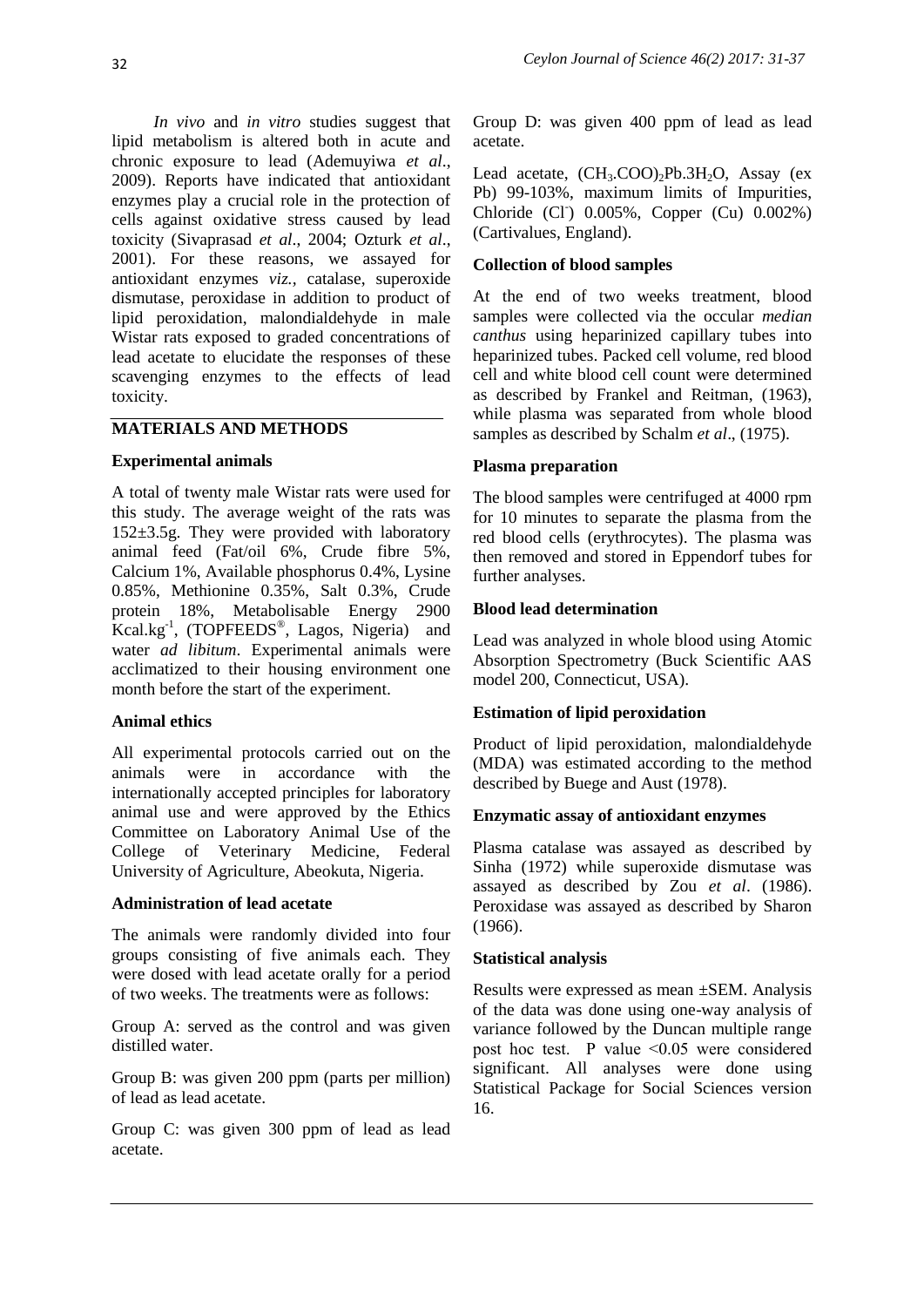*In vivo* and *in vitro* studies suggest that lipid metabolism is altered both in acute and chronic exposure to lead (Ademuyiwa *et al*., 2009). Reports have indicated that antioxidant enzymes play a crucial role in the protection of cells against oxidative stress caused by lead toxicity (Sivaprasad *et al*., 2004; Ozturk *et al*., 2001). For these reasons, we assayed for antioxidant enzymes *viz.*, catalase, superoxide dismutase, peroxidase in addition to product of lipid peroxidation, malondialdehyde in male Wistar rats exposed to graded concentrations of lead acetate to elucidate the responses of these scavenging enzymes to the effects of lead toxicity.

## MATERIALS AND METHODS

### Experimental animals

A total of twenty male Wistar rats were used for this study. The average weight of the rats was 152±3.5g. They were provided with laboratory animal feed (Fat/oil 6%, Crude fibre 5%, Calcium 1%, Available phosphorus 0.4%, Lysine 0.85%, Methionine 0.35%, Salt 0.3%, Crude protein 18%, Metabolisable Energy 2900 $Kcal.kg^{-1}$, (TOPFEEDS®, Lagos, Nigeria) and water *ad libitum*. Experimental animals were acclimatized to their housing environment one month before the start of the experiment.

### Animal ethics

All experimental protocols carried out on the animals were in accordance with the internationally accepted principles for laboratory animal use and were approved by the Ethics Committee on Laboratory Animal Use of the College of Veterinary Medicine, Federal University of Agriculture, Abeokuta, Nigeria.

### Administration of lead acetate

The animals were randomly divided into four groups consisting of five animals each. They were dosed with lead acetate orally for a period of two weeks. The treatments were as follows:

Group A: served as the control and was given distilled water.

Group B: was given 200 ppm (parts per million) of lead as lead acetate.

Group C: was given 300 ppm of lead as lead acetate.

Group D: was given 400 ppm of lead as lead acetate.

Lead acetate, $(CH_3.COO)_2Pb.3H_2O$, Assay (ex Pb) 99-103%, maximum limits of Impurities, Chloride ($Cl^-$) 0.005%, Copper (Cu) 0.002%) (Cartivalues, England).

### Collection of blood samples

At the end of two weeks treatment, blood samples were collected via the occular *median canthus* using heparinized capillary tubes into heparinized tubes. Packed cell volume, red blood cell and white blood cell count were determined as described by Frankel and Reitman, (1963), while plasma was separated from whole blood samples as described by Schalm *et al*., (1975).

### Plasma preparation

The blood samples were centrifuged at 4000 rpm for 10 minutes to separate the plasma from the red blood cells (erythrocytes). The plasma was then removed and stored in Eppendorf tubes for further analyses.

### Blood lead determination

Lead was analyzed in whole blood using Atomic Absorption Spectrometry (Buck Scientific AAS model 200, Connecticut, USA).

### Estimation of lipid peroxidation

Product of lipid peroxidation, malondialdehyde (MDA) was estimated according to the method described by Buege and Aust (1978).

### Enzymatic assay of antioxidant enzymes

Plasma catalase was assayed as described by Sinha (1972) while superoxide dismutase was assayed as described by Zou *et al*. (1986). Peroxidase was assayed as described by Sharon (1966).

### Statistical analysis

Results were expressed as mean ±SEM. Analysis of the data was done using one-way analysis of variance followed by the Duncan multiple range post hoc test. P value $<0.05$ were considered significant. All analyses were done using Statistical Package for Social Sciences version 16.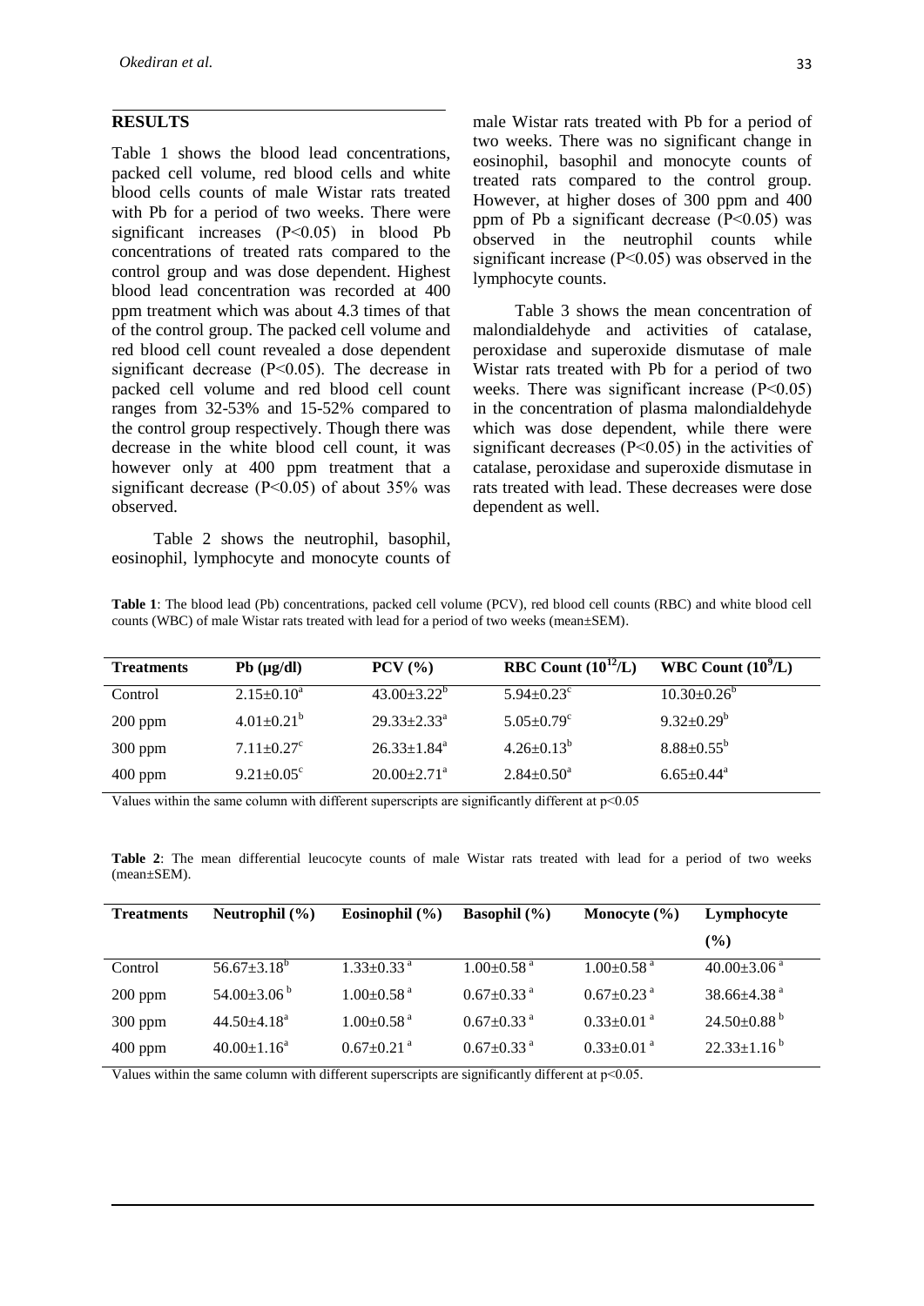## RESULTS

Table 1 shows the blood lead concentrations, packed cell volume, red blood cells and white blood cells counts of male Wistar rats treated with Pb for a period of two weeks. There were significant increases ($P<0.05$) in blood Pb concentrations of treated rats compared to the control group and was dose dependent. Highest blood lead concentration was recorded at 400 ppm treatment which was about 4.3 times of that of the control group. The packed cell volume and red blood cell count revealed a dose dependent significant decrease ($P<0.05$). The decrease in packed cell volume and red blood cell count ranges from 32-53% and 15-52% compared to the control group respectively. Though there was decrease in the white blood cell count, it was however only at 400 ppm treatment that a significant decrease ($P<0.05$) of about 35% was observed.

Table 2 shows the neutrophil, basophil, eosinophil, lymphocyte and monocyte counts of male Wistar rats treated with Pb for a period of two weeks. There was no significant change in eosinophil, basophil and monocyte counts of treated rats compared to the control group. However, at higher doses of 300 ppm and 400 ppm of Pb a significant decrease ($P<0.05$) was observed in the neutrophil counts while significant increase ($P<0.05$) was observed in the lymphocyte counts.

Table 3 shows the mean concentration of malondialdehyde and activities of catalase, peroxidase and superoxide dismutase of male Wistar rats treated with Pb for a period of two weeks. There was significant increase ($P<0.05$) in the concentration of plasma malondialdehyde which was dose dependent, while there were significant decreases ($P<0.05$) in the activities of catalase, peroxidase and superoxide dismutase in rats treated with lead. These decreases were dose dependent as well.

**Table 1**: The blood lead (Pb) concentrations, packed cell volume (PCV), red blood cell counts (RBC) and white blood cell counts (WBC) of male Wistar rats treated with lead for a period of two weeks (mean±SEM).

| Treatments | Pb (μg/dl) | PCV (%) | RBC Count ($10^{12}$/L) | WBC Count ($10^{9}$/L) |
|---|---|---|---|---|
| Control | $2.15\pm0.10^{a}$ | $43.00\pm3.22^{b}$ | $5.94\pm0.23^{c}$ | $10.30\pm0.26^{b}$ |
| 200 ppm | $4.01\pm0.21^{b}$ | $29.33\pm2.33^{a}$ | $5.05\pm0.79^{c}$ | $9.32\pm0.29^{b}$ |
| 300 ppm | $7.11\pm0.27^{c}$ | $26.33\pm1.84^{a}$ | $4.26\pm0.13^{b}$ | $8.88\pm0.55^{b}$ |
| 400 ppm | $9.21\pm0.05^{c}$ | $20.00\pm2.71^{a}$ | $2.84\pm0.50^{a}$ | $6.65\pm0.44^{a}$ |

Values within the same column with different superscripts are significantly different at $p<0.05$

**Table 2**: The mean differential leucocyte counts of male Wistar rats treated with lead for a period of two weeks (mean±SEM).

| Treatments | Neutrophil (%) | Eosinophil (%) | Basophil (%) | Monocyte (%) | Lymphocyte (%) |
|---|---|---|---|---|---|
| Control | $56.67\pm3.18^{b}$ | $1.33\pm0.33^{a}$ | $1.00\pm0.58^{a}$ | $1.00\pm0.58^{a}$ | $40.00\pm3.06^{a}$ |
| 200 ppm | $54.00\pm3.06^{b}$ | $1.00\pm0.58^{a}$ | $0.67\pm0.33^{a}$ | $0.67\pm0.23^{a}$ | $38.66\pm4.38^{a}$ |
| 300 ppm | $44.50\pm4.18^{a}$ | $1.00\pm0.58^{a}$ | $0.67\pm0.33^{a}$ | $0.33\pm0.01^{a}$ | $24.50\pm0.88^{b}$ |
| 400 ppm | $40.00\pm1.16^{a}$ | $0.67\pm0.21^{a}$ | $0.67\pm0.33^{a}$ | $0.33\pm0.01^{a}$ | $22.33\pm1.16^{b}$ |

Values within the same column with different superscripts are significantly different at $p<0.05$.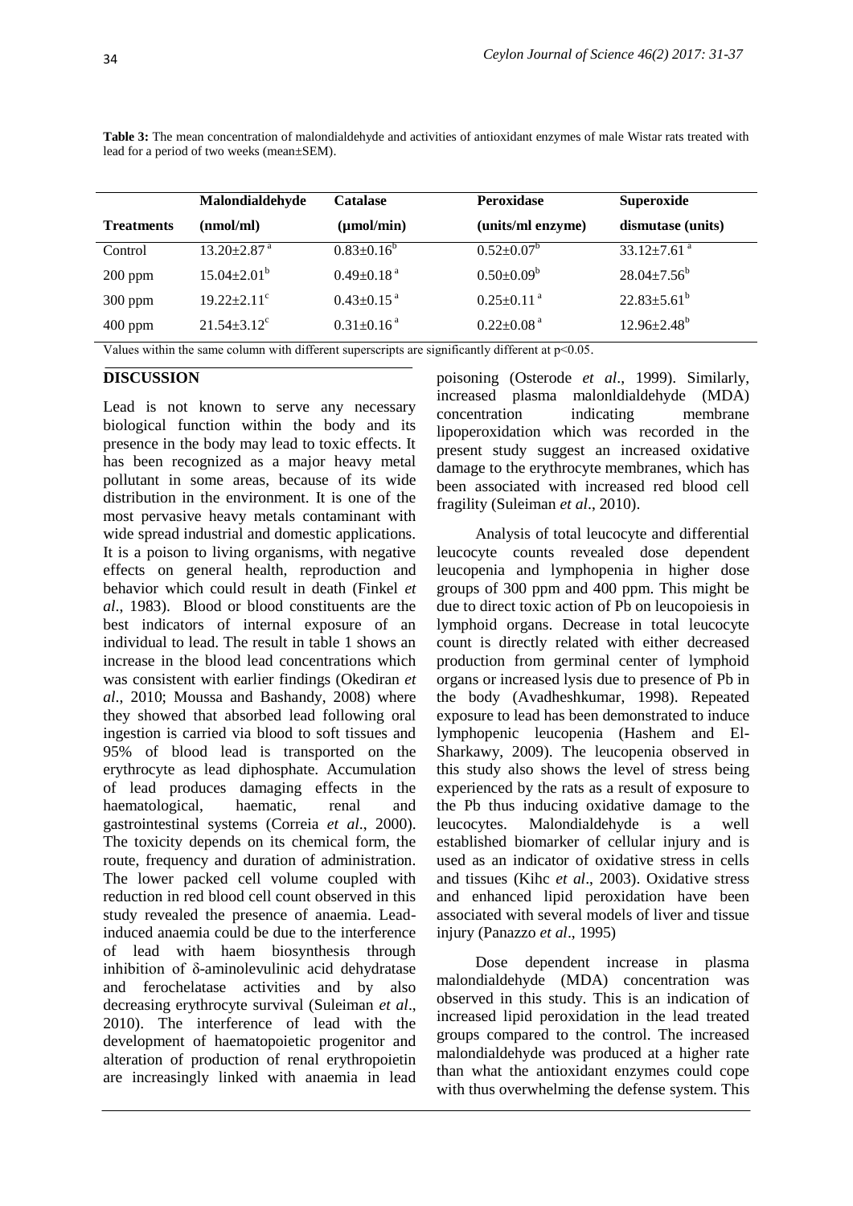**Table 3:** The mean concentration of malondialdehyde and activities of antioxidant enzymes of male Wistar rats treated with lead for a period of two weeks (mean±SEM).

| Treatments | Malondialdehyde (nmol/ml) | Catalase (μmol/min) | Peroxidase (units/ml enzyme) | Superoxide dismutase (units) |
|---|---|---|---|---|
| Control | $13.20±2.87^{a}$ | $0.83±0.16^{b}$ | $0.52±0.07^{b}$ | $33.12±7.61^{a}$ |
| 200 ppm | $15.04±2.01^{b}$ | $0.49±0.18^{a}$ | $0.50±0.09^{b}$ | $28.04±7.56^{b}$ |
| 300 ppm | $19.22±2.11^{c}$ | $0.43±0.15^{a}$ | $0.25±0.11^{a}$ | $22.83±5.61^{b}$ |
| 400 ppm | $21.54±3.12^{c}$ | $0.31±0.16^{a}$ | $0.22±0.08^{a}$ | $12.96±2.48^{b}$ |

Values within the same column with different superscripts are significantly different at $p<0.05$.

## DISCUSSION

Lead is not known to serve any necessary biological function within the body and its presence in the body may lead to toxic effects. It has been recognized as a major heavy metal pollutant in some areas, because of its wide distribution in the environment. It is one of the most pervasive heavy metals contaminant with wide spread industrial and domestic applications. It is a poison to living organisms, with negative effects on general health, reproduction and behavior which could result in death (Finkel *et al*., 1983). Blood or blood constituents are the best indicators of internal exposure of an individual to lead. The result in table 1 shows an increase in the blood lead concentrations which was consistent with earlier findings (Okediran *et al*., 2010; Moussa and Bashandy, 2008) where they showed that absorbed lead following oral ingestion is carried via blood to soft tissues and 95% of blood lead is transported on the erythrocyte as lead diphosphate. Accumulation of lead produces damaging effects in the haematological, haematic, renal and gastrointestinal systems (Correia *et al*., 2000). The toxicity depends on its chemical form, the route, frequency and duration of administration. The lower packed cell volume coupled with reduction in red blood cell count observed in this study revealed the presence of anaemia. Lead-induced anaemia could be due to the interference of lead with haem biosynthesis through inhibition of δ-aminolevulinic acid dehydratase and ferochelatase activities and by also decreasing erythrocyte survival (Suleiman *et al*., 2010). The interference of lead with the development of haematopoietic progenitor and alteration of production of renal erythropoietin are increasingly linked with anaemia in lead poisoning (Osterode *et al*., 1999). Similarly, increased plasma malonldialdehyde (MDA) concentration indicating membrane lipoperoxidation which was recorded in the present study suggest an increased oxidative damage to the erythrocyte membranes, which has been associated with increased red blood cell fragility (Suleiman *et al*., 2010).

Analysis of total leucocyte and differential leucocyte counts revealed dose dependent leucopenia and lymphopenia in higher dose groups of 300 ppm and 400 ppm. This might be due to direct toxic action of Pb on leucopoiesis in lymphoid organs. Decrease in total leucocyte count is directly related with either decreased production from germinal center of lymphoid organs or increased lysis due to presence of Pb in the body (Avadheshkumar, 1998). Repeated exposure to lead has been demonstrated to induce lymphopenic leucopenia (Hashem and El-Sharkawy, 2009). The leucopenia observed in this study also shows the level of stress being experienced by the rats as a result of exposure to the Pb thus inducing oxidative damage to the leucocytes. Malondialdehyde is a well established biomarker of cellular injury and is used as an indicator of oxidative stress in cells and tissues (Kihc *et al*., 2003). Oxidative stress and enhanced lipid peroxidation have been associated with several models of liver and tissue injury (Panazzo *et al*., 1995)

Dose dependent increase in plasma malondialdehyde (MDA) concentration was observed in this study. This is an indication of increased lipid peroxidation in the lead treated groups compared to the control. The increased malondialdehyde was produced at a higher rate than what the antioxidant enzymes could cope with thus overwhelming the defense system. This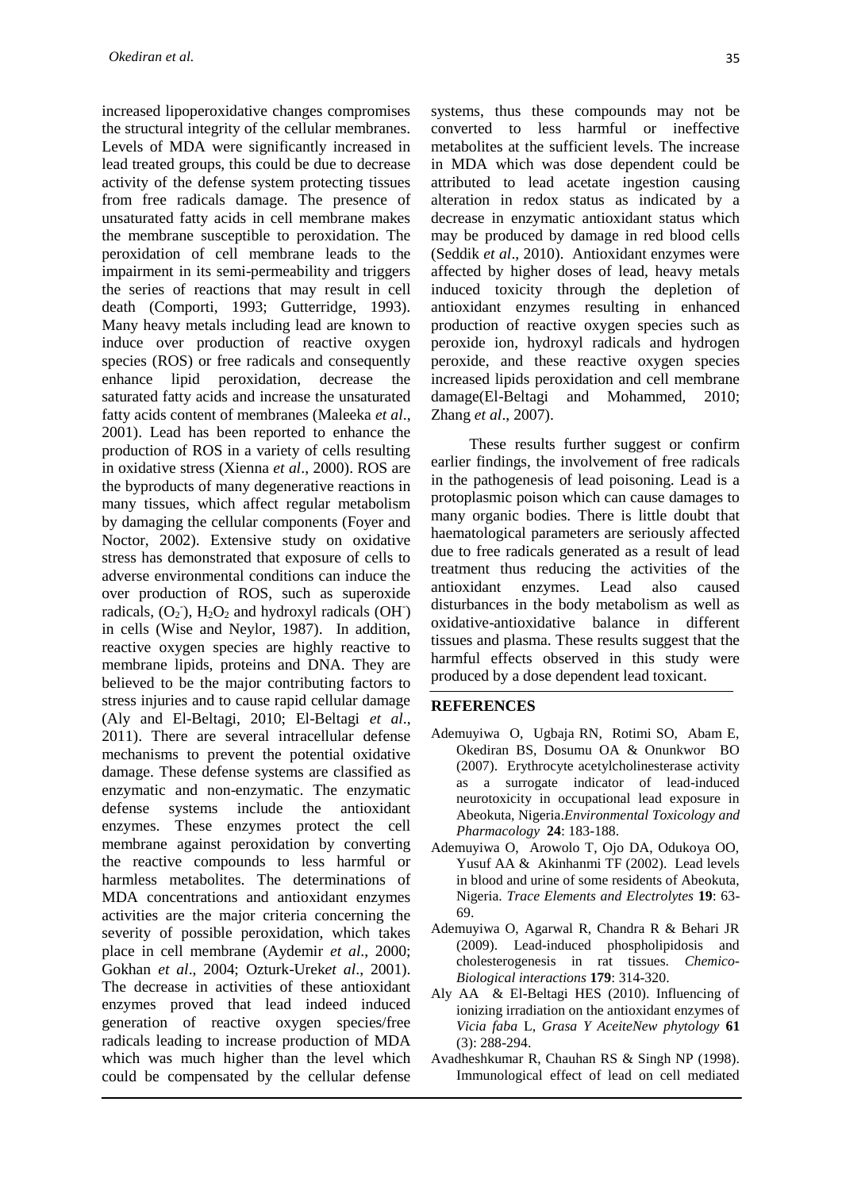increased lipoperoxidative changes compromises the structural integrity of the cellular membranes. Levels of MDA were significantly increased in lead treated groups, this could be due to decrease activity of the defense system protecting tissues from free radicals damage. The presence of unsaturated fatty acids in cell membrane makes the membrane susceptible to peroxidation. The peroxidation of cell membrane leads to the impairment in its semi-permeability and triggers the series of reactions that may result in cell death (Comporti, 1993; Gutterridge, 1993). Many heavy metals including lead are known to induce over production of reactive oxygen species (ROS) or free radicals and consequently enhance lipid peroxidation, decrease the saturated fatty acids and increase the unsaturated fatty acids content of membranes (Maleeka *et al*., 2001). Lead has been reported to enhance the production of ROS in a variety of cells resulting in oxidative stress (Xienna *et al*., 2000). ROS are the byproducts of many degenerative reactions in many tissues, which affect regular metabolism by damaging the cellular components (Foyer and Noctor, 2002). Extensive study on oxidative stress has demonstrated that exposure of cells to adverse environmental conditions can induce the over production of ROS, such as superoxide radicals, ($O_2^-$), $H_2O_2$ and hydroxyl radicals ($OH^-$) in cells (Wise and Neylor, 1987). In addition, reactive oxygen species are highly reactive to membrane lipids, proteins and DNA. They are believed to be the major contributing factors to stress injuries and to cause rapid cellular damage (Aly and El-Beltagi, 2010; El-Beltagi *et al*., 2011). There are several intracellular defense mechanisms to prevent the potential oxidative damage. These defense systems are classified as enzymatic and non-enzymatic. The enzymatic defense systems include the antioxidant enzymes. These enzymes protect the cell membrane against peroxidation by converting the reactive compounds to less harmful or harmless metabolites. The determinations of MDA concentrations and antioxidant enzymes activities are the major criteria concerning the severity of possible peroxidation, which takes place in cell membrane (Aydemir *et al*., 2000; Gokhan *et al*., 2004; Ozturk-Urek*et al*., 2001). The decrease in activities of these antioxidant enzymes proved that lead indeed induced generation of reactive oxygen species/free radicals leading to increase production of MDA which was much higher than the level which could be compensated by the cellular defense systems, thus these compounds may not be converted to less harmful or ineffective metabolites at the sufficient levels. The increase in MDA which was dose dependent could be attributed to lead acetate ingestion causing alteration in redox status as indicated by a decrease in enzymatic antioxidant status which may be produced by damage in red blood cells (Seddik *et al*., 2010). Antioxidant enzymes were affected by higher doses of lead, heavy metals induced toxicity through the depletion of antioxidant enzymes resulting in enhanced production of reactive oxygen species such as peroxide ion, hydroxyl radicals and hydrogen peroxide, and these reactive oxygen species increased lipids peroxidation and cell membrane damage(El-Beltagi and Mohammed, 2010; Zhang *et al*., 2007).

These results further suggest or confirm earlier findings, the involvement of free radicals in the pathogenesis of lead poisoning. Lead is a protoplasmic poison which can cause damages to many organic bodies. There is little doubt that haematological parameters are seriously affected due to free radicals generated as a result of lead treatment thus reducing the activities of the antioxidant enzymes. Lead also caused disturbances in the body metabolism as well as oxidative-antioxidative balance in different tissues and plasma. These results suggest that the harmful effects observed in this study were produced by a dose dependent lead toxicant.

## REFERENCES

Ademuyiwa O, Ugbaja RN, Rotimi SO, Abam E, Okediran BS, Dosumu OA & Onunkwor BO (2007). Erythrocyte acetylcholinesterase activity as a surrogate indicator of lead-induced neurotoxicity in occupational lead exposure in Abeokuta, Nigeria.*Environmental Toxicology and Pharmacology* **24**: 183-188.

Ademuyiwa O, Arowolo T, Ojo DA, Odukoya OO, Yusuf AA & Akinhanmi TF (2002). Lead levels in blood and urine of some residents of Abeokuta, Nigeria. *Trace Elements and Electrolytes* **19**: 63-69.

Ademuyiwa O, Agarwal R, Chandra R & Behari JR (2009). Lead-induced phospholipidosis and cholesterogenesis in rat tissues. *Chemico-Biological interactions* **179**: 314-320.

Aly AA & El-Beltagi HES (2010). Influencing of ionizing irradiation on the antioxidant enzymes of *Vicia faba* L, *Grasa Y AceiteNew phytology* **61** (3): 288-294.

Avadheshkumar R, Chauhan RS & Singh NP (1998). Immunological effect of lead on cell mediated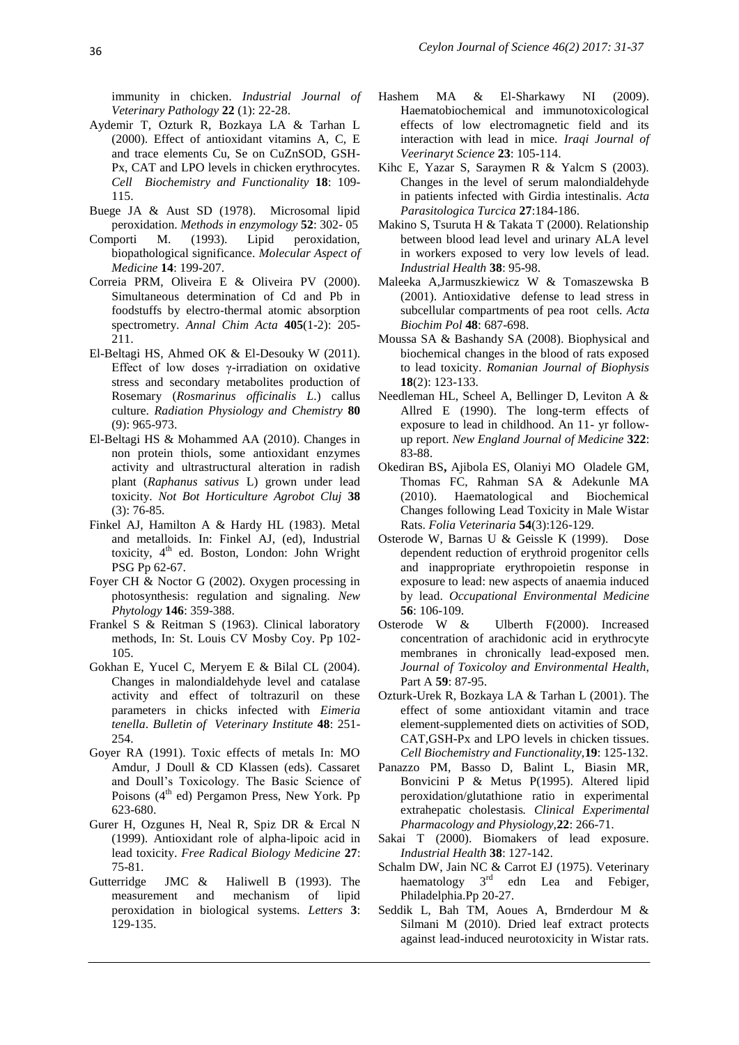immunity in chicken. *Industrial Journal of Veterinary Pathology* **22** (1): 22-28.

Aydemir T, Ozturk R, Bozkaya LA & Tarhan L (2000). Effect of antioxidant vitamins A, C, E and trace elements Cu, Se on CuZnSOD, GSH-Px, CAT and LPO levels in chicken erythrocytes. *Cell Biochemistry and Functionality* **18**: 109-115.

Buege JA & Aust SD (1978). Microsomal lipid peroxidation. *Methods in enzymology* **52**: 302- 05

Comporti M. (1993). Lipid peroxidation, biopathological significance. *Molecular Aspect of Medicine* **14**: 199-207.

Correia PRM, Oliveira E & Oliveira PV (2000). Simultaneous determination of Cd and Pb in foodstuffs by electro-thermal atomic absorption spectrometry. *Annal Chim Acta* **405**(1-2): 205-211.

El-Beltagi HS, Ahmed OK & El-Desouky W (2011). Effect of low doses γ-irradiation on oxidative stress and secondary metabolites production of Rosemary (*Rosmarinus officinalis L.*) callus culture. *Radiation Physiology and Chemistry* **80** (9): 965-973.

El-Beltagi HS & Mohammed AA (2010). Changes in non protein thiols, some antioxidant enzymes activity and ultrastructural alteration in radish plant (*Raphanus sativus* L) grown under lead toxicity. *Not Bot Horticulture Agrobot Cluj* **38** (3): 76-85.

Finkel AJ, Hamilton A & Hardy HL (1983). Metal and metalloids. In: Finkel AJ, (ed), Industrial toxicity, 4th ed. Boston, London: John Wright PSG Pp 62-67.

Foyer CH & Noctor G (2002). Oxygen processing in photosynthesis: regulation and signaling. *New Phytology* **146**: 359-388.

Frankel S & Reitman S (1963). Clinical laboratory methods, In: St. Louis CV Mosby Coy. Pp 102-105.

Gokhan E, Yucel C, Meryem E & Bilal CL (2004). Changes in malondialdehyde level and catalase activity and effect of toltrazuril on these parameters in chicks infected with *Eimeria tenella*. *Bulletin of Veterinary Institute* **48**: 251-254.

Goyer RA (1991). Toxic effects of metals In: MO Amdur, J Doull & CD Klassen (eds). Cassaret and Doull's Toxicology. The Basic Science of Poisons (4th ed) Pergamon Press, New York. Pp 623-680.

Gurer H, Ozgunes H, Neal R, Spiz DR & Ercal N (1999). Antioxidant role of alpha-lipoic acid in lead toxicity. *Free Radical Biology Medicine* **27**: 75-81.

Gutterridge JMC & Haliwell B (1993). The measurement and mechanism of lipid peroxidation in biological systems. *Letters* **3**: 129-135.

Hashem MA & El-Sharkawy NI (2009). Haematobiochemical and immunotoxicological effects of low electromagnetic field and its interaction with lead in mice. *Iraqi Journal of Veerinaryt Science* **23**: 105-114.

Kihc E, Yazar S, Saraymen R & Yalcm S (2003). Changes in the level of serum malondialdehyde in patients infected with Girdia intestinalis. *Acta Parasitologica Turcica* **27**:184-186.

Makino S, Tsuruta H & Takata T (2000). Relationship between blood lead level and urinary ALA level in workers exposed to very low levels of lead. *Industrial Health* **38**: 95-98.

Maleeka A,Jarmuszkiewicz W & Tomaszewska B (2001). Antioxidative defense to lead stress in subcellular compartments of pea root cells. *Acta Biochim Pol* **48**: 687-698.

Moussa SA & Bashandy SA (2008). Biophysical and biochemical changes in the blood of rats exposed to lead toxicity. *Romanian Journal of Biophysis* **18**(2): 123-133.

Needleman HL, Scheel A, Bellinger D, Leviton A & Allred E (1990). The long-term effects of exposure to lead in childhood. An 11- yr follow-up report. *New England Journal of Medicine* **322**: 83-88.

Okediran BS**,** Ajibola ES, Olaniyi MO Oladele GM, Thomas FC, Rahman SA & Adekunle MA (2010). Haematological and Biochemical Changes following Lead Toxicity in Male Wistar Rats. *Folia Veterinaria* **54**(3):126-129.

Osterode W, Barnas U & Geissle K (1999). Dose dependent reduction of erythroid progenitor cells and inappropriate erythropoietin response in exposure to lead: new aspects of anaemia induced by lead. *Occupational Environmental Medicine* **56**: 106-109.

Osterode W & Ulberth F(2000). Increased concentration of arachidonic acid in erythrocyte membranes in chronically lead-exposed men. *Journal of Toxicoloy and Environmental Health*, Part A **59**: 87-95.

Ozturk-Urek R, Bozkaya LA & Tarhan L (2001). The effect of some antioxidant vitamin and trace element-supplemented diets on activities of SOD, CAT,GSH-Px and LPO levels in chicken tissues. *Cell Biochemistry and Functionality*,**19**: 125-132.

Panazzo PM, Basso D, Balint L, Biasin MR, Bonvicini P & Metus P(1995). Altered lipid peroxidation/glutathione ratio in experimental extrahepatic cholestasis. *Clinical Experimental Pharmacology and Physiology*,**22**: 266-71.

Sakai T (2000). Biomakers of lead exposure. *Industrial Health* **38**: 127-142.

Schalm DW, Jain NC & Carrot EJ (1975). Veterinary haematology 3rd edn Lea and Febiger, Philadelphia.Pp 20-27.

Seddik L, Bah TM, Aoues A, Brnderdour M & Silmani M (2010). Dried leaf extract protects against lead-induced neurotoxicity in Wistar rats.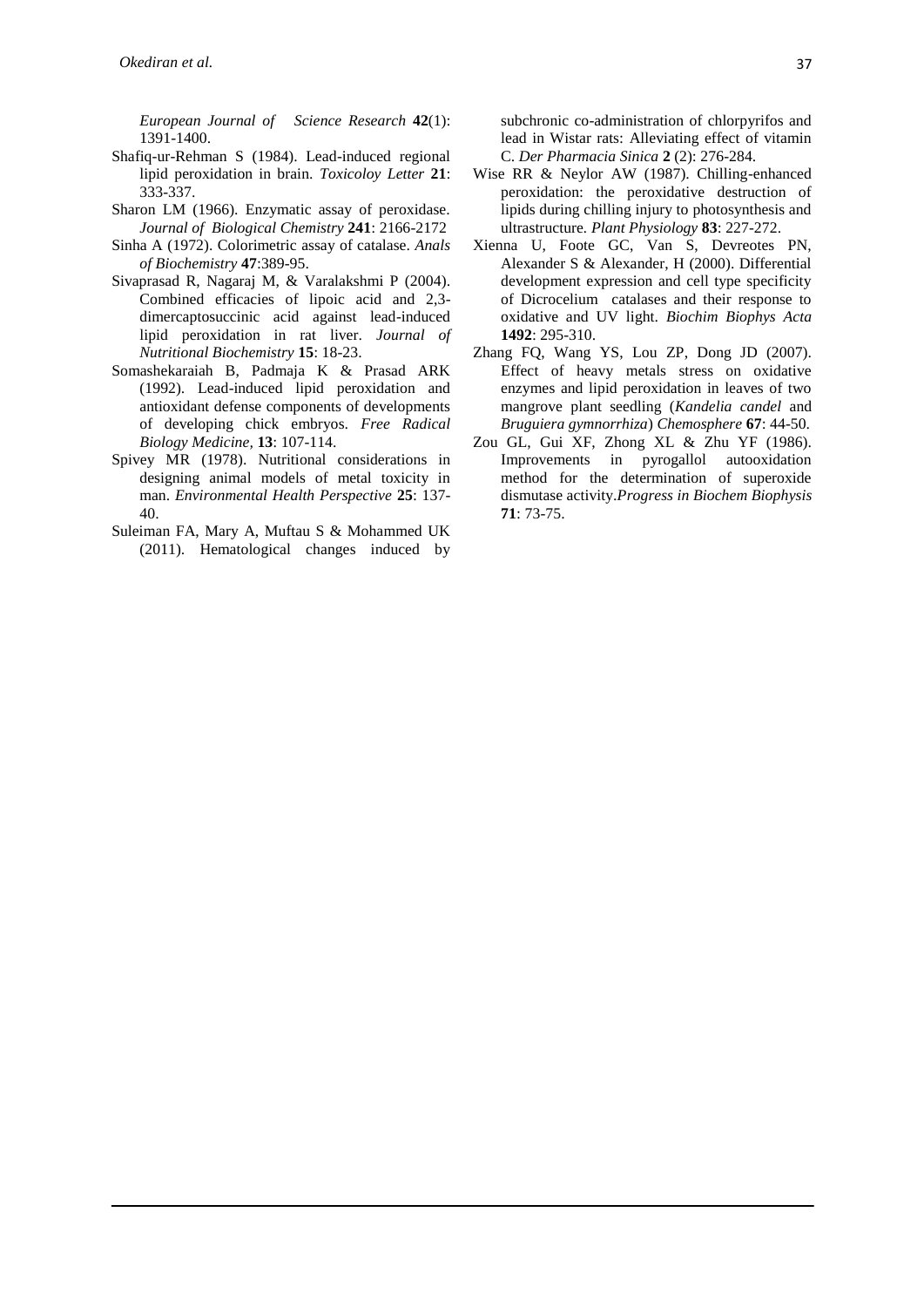*European Journal of Science Research* **42**(1): 1391-1400.

Shafiq-ur-Rehman S (1984). Lead-induced regional lipid peroxidation in brain. *Toxicoloy Letter* **21**: 333-337.

Sharon LM (1966). Enzymatic assay of peroxidase. *Journal of Biological Chemistry* **241**: 2166-2172

Sinha A (1972). Colorimetric assay of catalase. *Anals of Biochemistry* **47**:389-95.

Sivaprasad R, Nagaraj M, & Varalakshmi P (2004). Combined efficacies of lipoic acid and 2,3-dimercaptosuccinic acid against lead-induced lipid peroxidation in rat liver. *Journal of Nutritional Biochemistry* **15**: 18-23.

Somashekaraiah B, Padmaja K & Prasad ARK (1992). Lead-induced lipid peroxidation and antioxidant defense components of developments of developing chick embryos. *Free Radical Biology Medicine,* **13**: 107-114.

Spivey MR (1978). Nutritional considerations in designing animal models of metal toxicity in man. *Environmental Health Perspective* **25**: 137-40.

Suleiman FA, Mary A, Muftau S & Mohammed UK (2011). Hematological changes induced by subchronic co-administration of chlorpyrifos and lead in Wistar rats: Alleviating effect of vitamin C. *Der Pharmacia Sinica* **2** (2): 276-284.

Wise RR & Neylor AW (1987). Chilling-enhanced peroxidation: the peroxidative destruction of lipids during chilling injury to photosynthesis and ultrastructure*. Plant Physiology* **83**: 227-272.

Xienna U, Foote GC, Van S, Devreotes PN, Alexander S & Alexander, H (2000). Differential development expression and cell type specificity of Dicrocelium catalases and their response to oxidative and UV light. *Biochim Biophys Acta* **1492**: 295-310.

Zhang FQ, Wang YS, Lou ZP, Dong JD (2007). Effect of heavy metals stress on oxidative enzymes and lipid peroxidation in leaves of two mangrove plant seedling (*Kandelia candel* and *Bruguiera gymnorrhiza*) *Chemosphere* **67**: 44-50.

Zou GL, Gui XF, Zhong XL & Zhu YF (1986). Improvements in pyrogallol autooxidation method for the determination of superoxide dismutase activity.*Progress in Biochem Biophysis* **71**: 73-75.